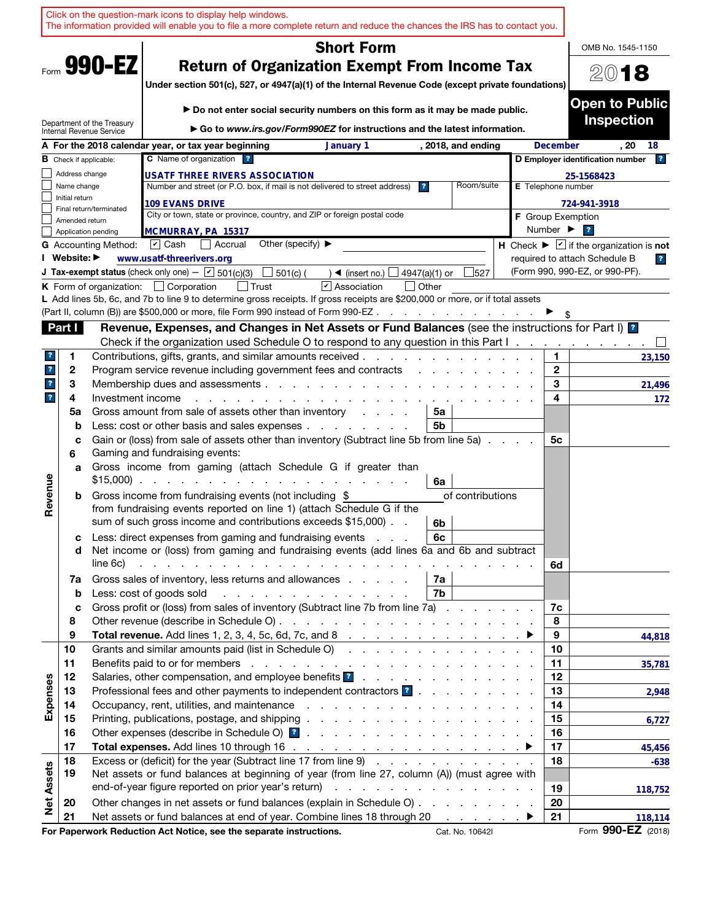Click on the question-mark icons to display help windows.
The information provided will enable you to file a more complete return and reduce the chances the IRS has to contact you.

Form **990-EZ**

Department of the Treasury
Internal Revenue Service

# Short Form
# Return of Organization Exempt From Income Tax

**Under section 501(c), 527, or 4947(a)(1) of the Internal Revenue Code (except private foundations)**

▶ **Do not enter social security numbers on this form as it may be made public.**

▶ **Go to** ***www.irs.gov/Form990EZ*** **for instructions and the latest information.**

OMB No. 1545-1150

**2018**

**Open to Public Inspection**

**A** For the 2018 calendar year, or tax year beginning January 1, 2018, and ending December, 20 18

**B** Check if applicable:
- ☐ Address change
- ☐ Name change
- ☐ Initial return
- ☐ Final return/terminated
- ☐ Amended return
- ☐ Application pending

**C** Name of organization: USATF THREE RIVERS ASSOCIATION

Number and street (or P.O. box, if mail is not delivered to street address): 109 EVANS DRIVE | Room/suite:

City or town, state or province, country, and ZIP or foreign postal code: MCMURRAY, PA 15317

**D Employer identification number**: 25-1568423

**E** Telephone number: 724-941-3918

**F** Group Exemption Number ▶

**G** Accounting Method: ☑ Cash ☐ Accrual Other (specify) ▶

**H** Check ▶ ☑ if the organization is **not** required to attach Schedule B (Form 990, 990-EZ, or 990-PF).

**I Website:** ▶ www.usatf-threerivers.org

**J Tax-exempt status** (check only one) — ☑ 501(c)(3) ☐ 501(c) ( ) ◀ (insert no.) ☐ 4947(a)(1) or ☐ 527

**K** Form of organization: ☐ Corporation ☐ Trust ☑ Association ☐ Other

**L** Add lines 5b, 6c, and 7b to line 9 to determine gross receipts. If gross receipts are $200,000 or more, or if total assets (Part II, column (B)) are $500,000 or more, file Form 990 instead of Form 990-EZ . . . ▶ $

## Part I Revenue, Expenses, and Changes in Net Assets or Fund Balances (see the instructions for Part I)

Check if the organization used Schedule O to respond to any question in this Part I . . . ☐

| | Line | Description | | | Line | Amount |
|---|---|---|---|---|---|---|
| Revenue | 1 | Contributions, gifts, grants, and similar amounts received | | | 1 | 23,150 |
| | 2 | Program service revenue including government fees and contracts | | | 2 | |
| | 3 | Membership dues and assessments | | | 3 | 21,496 |
| | 4 | Investment income | | | 4 | 172 |
| | 5a | Gross amount from sale of assets other than inventory | 5a | | | |
| | b | Less: cost or other basis and sales expenses | 5b | | | |
| | c | Gain or (loss) from sale of assets other than inventory (Subtract line 5b from line 5a) | | | 5c | |
| | 6 | Gaming and fundraising events: | | | | |
| | a | Gross income from gaming (attach Schedule G if greater than $15,000) | 6a | | | |
| | b | Gross income from fundraising events (not including $ ______ of contributions from fundraising events reported on line 1) (attach Schedule G if the sum of such gross income and contributions exceeds $15,000) | 6b | | | |
| | c | Less: direct expenses from gaming and fundraising events | 6c | | | |
| | d | Net income or (loss) from gaming and fundraising events (add lines 6a and 6b and subtract line 6c) | | | 6d | |
| | 7a | Gross sales of inventory, less returns and allowances | 7a | | | |
| | b | Less: cost of goods sold | 7b | | | |
| | c | Gross profit or (loss) from sales of inventory (Subtract line 7b from line 7a) | | | 7c | |
| | 8 | Other revenue (describe in Schedule O) | | | 8 | |
| | 9 | **Total revenue.** Add lines 1, 2, 3, 4, 5c, 6d, 7c, and 8 ▶ | | | 9 | 44,818 |
| Expenses | 10 | Grants and similar amounts paid (list in Schedule O) | | | 10 | |
| | 11 | Benefits paid to or for members | | | 11 | 35,781 |
| | 12 | Salaries, other compensation, and employee benefits | | | 12 | |
| | 13 | Professional fees and other payments to independent contractors | | | 13 | 2,948 |
| | 14 | Occupancy, rent, utilities, and maintenance | | | 14 | |
| | 15 | Printing, publications, postage, and shipping | | | 15 | 6,727 |
| | 16 | Other expenses (describe in Schedule O) | | | 16 | |
| | 17 | **Total expenses.** Add lines 10 through 16 ▶ | | | 17 | 45,456 |
| Net Assets | 18 | Excess or (deficit) for the year (Subtract line 17 from line 9) | | | 18 | -638 |
| | 19 | Net assets or fund balances at beginning of year (from line 27, column (A)) (must agree with end-of-year figure reported on prior year's return) | | | 19 | 118,752 |
| | 20 | Other changes in net assets or fund balances (explain in Schedule O) | | | 20 | |
| | 21 | Net assets or fund balances at end of year. Combine lines 18 through 20 ▶ | | | 21 | 118,114 |

**For Paperwork Reduction Act Notice, see the separate instructions.** Cat. No. 10642I Form **990-EZ** (2018)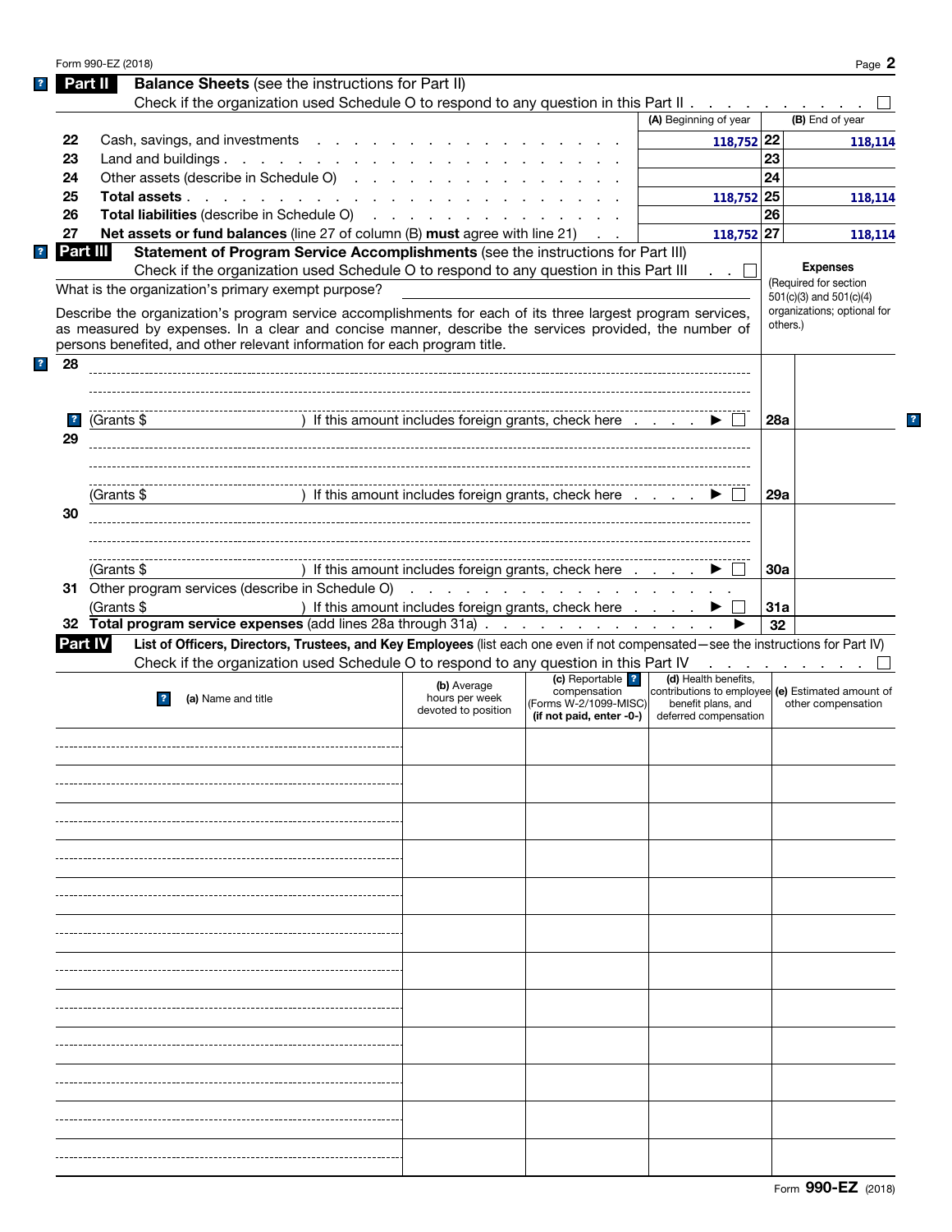Form 990-EZ (2018)

## Part II Balance Sheets (see the instructions for Part II)

Check if the organization used Schedule O to respond to any question in this Part II . . . ☐

| | | (A) Beginning of year | | (B) End of year |
|---|---|---|---|---|
| 22 | Cash, savings, and investments | 118,752 | 22 | 118,114 |
| 23 | Land and buildings | | 23 | |
| 24 | Other assets (describe in Schedule O) | | 24 | |
| 25 | **Total assets** | 118,752 | 25 | 118,114 |
| 26 | **Total liabilities** (describe in Schedule O) | | 26 | |
| 27 | **Net assets or fund balances** (line 27 of column (B) **must** agree with line 21) | 118,752 | 27 | 118,114 |

## Part III Statement of Program Service Accomplishments (see the instructions for Part III)

Check if the organization used Schedule O to respond to any question in this Part III . . ☐

**Expenses** (Required for section 501(c)(3) and 501(c)(4) organizations; optional for others.)

What is the organization's primary exempt purpose?

Describe the organization's program service accomplishments for each of its three largest program services, as measured by expenses. In a clear and concise manner, describe the services provided, the number of persons benefited, and other relevant information for each program title.

| | | | |
|---|---|---|---|
| 28 | (Grants $ ) If this amount includes foreign grants, check here ▶ ☐ | 28a | |
| 29 | (Grants $ ) If this amount includes foreign grants, check here ▶ ☐ | 29a | |
| 30 | (Grants $ ) If this amount includes foreign grants, check here ▶ ☐ | 30a | |
| 31 | Other program services (describe in Schedule O) (Grants $ ) If this amount includes foreign grants, check here ▶ ☐ | 31a | |
| 32 | **Total program service expenses** (add lines 28a through 31a) ▶ | 32 | |

## Part IV List of Officers, Directors, Trustees, and Key Employees (list each one even if not compensated—see the instructions for Part IV)

Check if the organization used Schedule O to respond to any question in this Part IV . . ☐

| (a) Name and title | (b) Average hours per week devoted to position | (c) Reportable compensation (Forms W-2/1099-MISC) (if not paid, enter -0-) | (d) Health benefits, contributions to employee benefit plans, and deferred compensation | (e) Estimated amount of other compensation |
|---|---|---|---|---|
| | | | | |
| | | | | |
| | | | | |
| | | | | |
| | | | | |
| | | | | |
| | | | | |
| | | | | |
| | | | | |
| | | | | |
| | | | | |
| | | | | |

Form **990-EZ** (2018)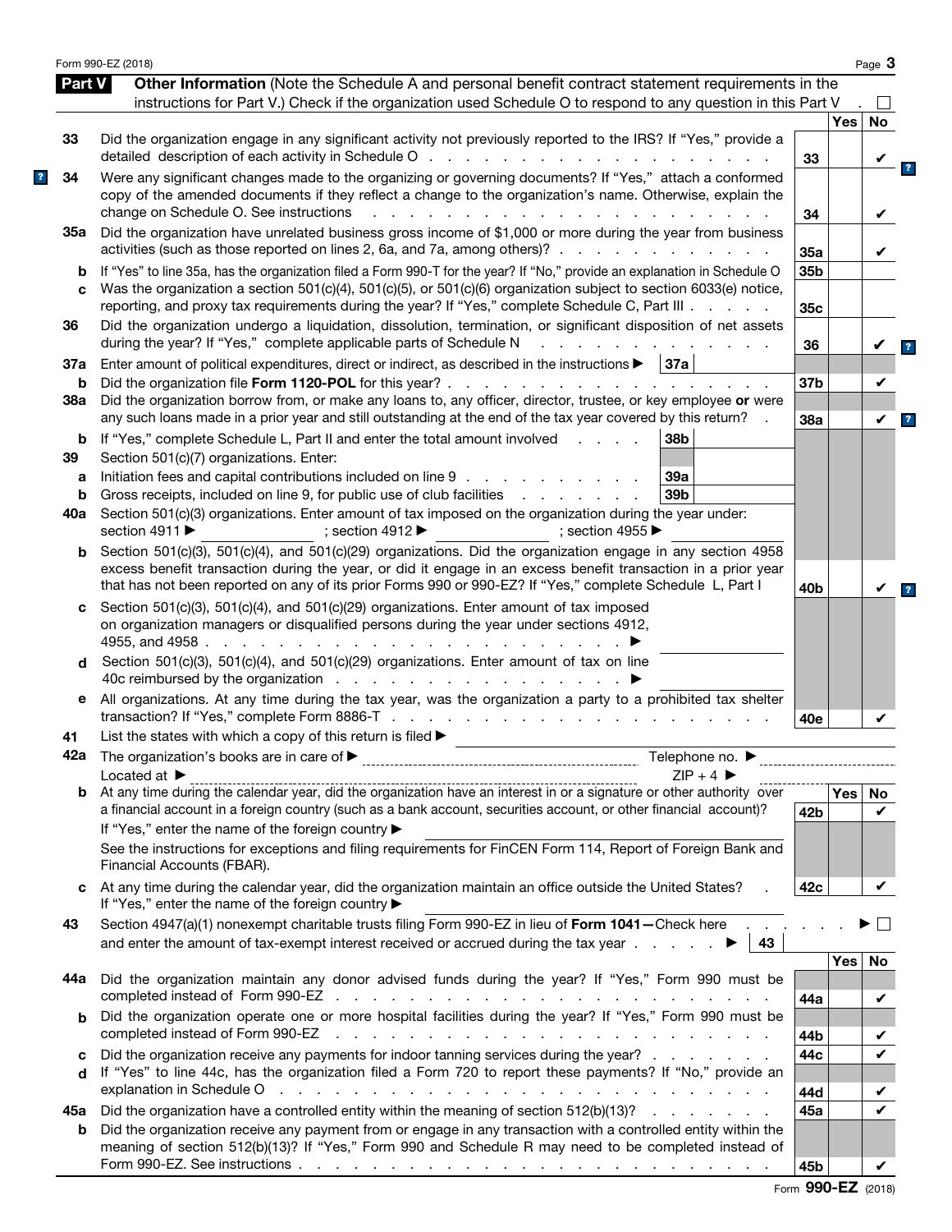Form 990-EZ (2018)

## Part V Other Information

(Note the Schedule A and personal benefit contract statement requirements in the instructions for Part V.) Check if the organization used Schedule O to respond to any question in this Part V . ☐

| | | | Yes | No |
|---|---|---|---|---|
| 33 | Did the organization engage in any significant activity not previously reported to the IRS? If "Yes," provide a detailed description of each activity in Schedule O | 33 | | ✔ |
| 34 | Were any significant changes made to the organizing or governing documents? If "Yes," attach a conformed copy of the amended documents if they reflect a change to the organization's name. Otherwise, explain the change on Schedule O. See instructions | 34 | | ✔ |
| 35a | Did the organization have unrelated business gross income of $1,000 or more during the year from business activities (such as those reported on lines 2, 6a, and 7a, among others)? | 35a | | ✔ |
| b | If "Yes" to line 35a, has the organization filed a Form 990-T for the year? If "No," provide an explanation in Schedule O | 35b | | |
| c | Was the organization a section 501(c)(4), 501(c)(5), or 501(c)(6) organization subject to section 6033(e) notice, reporting, and proxy tax requirements during the year? If "Yes," complete Schedule C, Part III | 35c | | |
| 36 | Did the organization undergo a liquidation, dissolution, termination, or significant disposition of net assets during the year? If "Yes," complete applicable parts of Schedule N | 36 | | ✔ |
| 37a | Enter amount of political expenditures, direct or indirect, as described in the instructions ▶ 37a | | | |
| b | Did the organization file **Form 1120-POL** for this year? | 37b | | ✔ |
| 38a | Did the organization borrow from, or make any loans to, any officer, director, trustee, or key employee **or** were any such loans made in a prior year and still outstanding at the end of the tax year covered by this return? | 38a | | ✔ |
| b | If "Yes," complete Schedule L, Part II and enter the total amount involved 38b | | | |
| 39 | Section 501(c)(7) organizations. Enter: | | | |
| a | Initiation fees and capital contributions included on line 9 39a | | | |
| b | Gross receipts, included on line 9, for public use of club facilities 39b | | | |
| 40a | Section 501(c)(3) organizations. Enter amount of tax imposed on the organization during the year under: section 4911 ▶ ; section 4912 ▶ ; section 4955 ▶ | | | |
| b | Section 501(c)(3), 501(c)(4), and 501(c)(29) organizations. Did the organization engage in any section 4958 excess benefit transaction during the year, or did it engage in an excess benefit transaction in a prior year that has not been reported on any of its prior Forms 990 or 990-EZ? If "Yes," complete Schedule L, Part I | 40b | | ✔ |
| c | Section 501(c)(3), 501(c)(4), and 501(c)(29) organizations. Enter amount of tax imposed on organization managers or disqualified persons during the year under sections 4912, 4955, and 4958 ▶ | | | |
| d | Section 501(c)(3), 501(c)(4), and 501(c)(29) organizations. Enter amount of tax on line 40c reimbursed by the organization ▶ | | | |
| e | All organizations. At any time during the tax year, was the organization a party to a prohibited tax shelter transaction? If "Yes," complete Form 8886-T | 40e | | ✔ |

41 List the states with which a copy of this return is filed ▶

42a The organization's books are in care of ▶ Telephone no. ▶

Located at ▶ ZIP + 4 ▶

| | | | Yes | No |
|---|---|---|---|---|
| b | At any time during the calendar year, did the organization have an interest in or a signature or other authority over a financial account in a foreign country (such as a bank account, securities account, or other financial account)? If "Yes," enter the name of the foreign country ▶ See the instructions for exceptions and filing requirements for FinCEN Form 114, Report of Foreign Bank and Financial Accounts (FBAR). | 42b | | ✔ |
| c | At any time during the calendar year, did the organization maintain an office outside the United States? If "Yes," enter the name of the foreign country ▶ | 42c | | ✔ |

43 Section 4947(a)(1) nonexempt charitable trusts filing Form 990-EZ in lieu of **Form 1041—**Check here ▶ ☐ and enter the amount of tax-exempt interest received or accrued during the tax year ▶ 43

| | | | Yes | No |
|---|---|---|---|---|
| 44a | Did the organization maintain any donor advised funds during the year? If "Yes," Form 990 must be completed instead of Form 990-EZ | 44a | | ✔ |
| b | Did the organization operate one or more hospital facilities during the year? If "Yes," Form 990 must be completed instead of Form 990-EZ | 44b | | ✔ |
| c | Did the organization receive any payments for indoor tanning services during the year? | 44c | | ✔ |
| d | If "Yes" to line 44c, has the organization filed a Form 720 to report these payments? If "No," provide an explanation in Schedule O | 44d | | ✔ |
| 45a | Did the organization have a controlled entity within the meaning of section 512(b)(13)? | 45a | | ✔ |
| b | Did the organization receive any payment from or engage in any transaction with a controlled entity within the meaning of section 512(b)(13)? If "Yes," Form 990 and Schedule R may need to be completed instead of Form 990-EZ. See instructions | 45b | | ✔ |

Form **990-EZ** (2018)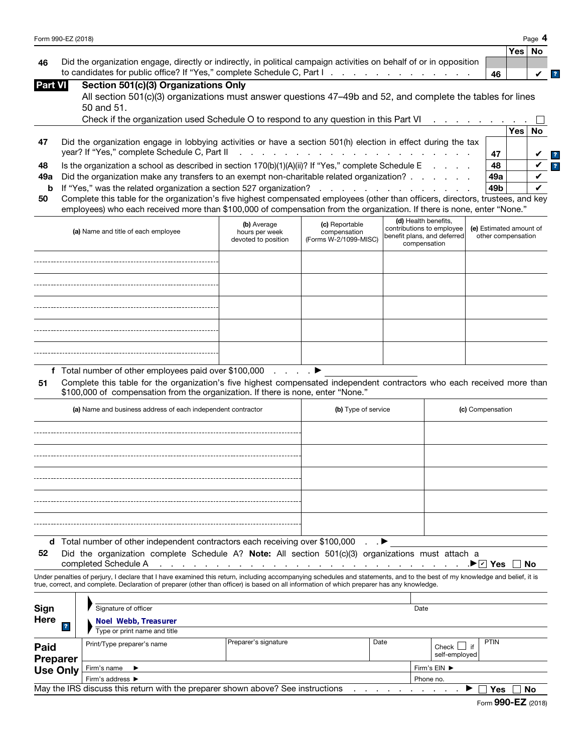Form 990-EZ (2018)

| | | | Yes | No |
|---|---|---|---|---|
| 46 | Did the organization engage, directly or indirectly, in political campaign activities on behalf of or in opposition to candidates for public office? If "Yes," complete Schedule C, Part I | 46 | | ✔ |

## Part VI Section 501(c)(3) Organizations Only

All section 501(c)(3) organizations must answer questions 47–49b and 52, and complete the tables for lines 50 and 51.

Check if the organization used Schedule O to respond to any question in this Part VI ☐

| | | | Yes | No |
|---|---|---|---|---|
| 47 | Did the organization engage in lobbying activities or have a section 501(h) election in effect during the tax year? If "Yes," complete Schedule C, Part II | 47 | | ✔ |
| 48 | Is the organization a school as described in section 170(b)(1)(A)(ii)? If "Yes," complete Schedule E | 48 | | ✔ |
| 49a | Did the organization make any transfers to an exempt non-charitable related organization? | 49a | | ✔ |
| b | If "Yes," was the related organization a section 527 organization? | 49b | | ✔ |

**50** Complete this table for the organization's five highest compensated employees (other than officers, directors, trustees, and key employees) who each received more than $100,000 of compensation from the organization. If there is none, enter "None."

| (a) Name and title of each employee | (b) Average hours per week devoted to position | (c) Reportable compensation (Forms W-2/1099-MISC) | (d) Health benefits, contributions to employee benefit plans, and deferred compensation | (e) Estimated amount of other compensation |
|---|---|---|---|---|
| | | | | |
| | | | | |
| | | | | |
| | | | | |
| | | | | |

**f** Total number of other employees paid over $100,000 ▶

**51** Complete this table for the organization's five highest compensated independent contractors who each received more than $100,000 of compensation from the organization. If there is none, enter "None."

| (a) Name and business address of each independent contractor | (b) Type of service | (c) Compensation |
|---|---|---|
| | | |
| | | |
| | | |
| | | |
| | | |

**d** Total number of other independent contractors each receiving over $100,000 ▶

**52** Did the organization complete Schedule A? **Note:** All section 501(c)(3) organizations must attach a completed Schedule A ▶ ☑ Yes ☐ No

Under penalties of perjury, I declare that I have examined this return, including accompanying schedules and statements, and to the best of my knowledge and belief, it is true, correct, and complete. Declaration of preparer (other than officer) is based on all information of which preparer has any knowledge.

**Sign Here**

Signature of officer | Date

Noel Webb, Treasurer

Type or print name and title

**Paid Preparer Use Only**

| Print/Type preparer's name | Preparer's signature | Date | Check ☐ if self-employed | PTIN |
|---|---|---|---|---|
| | | | | |

Firm's name ▶ | Firm's EIN ▶

Firm's address ▶ | Phone no.

May the IRS discuss this return with the preparer shown above? See instructions ▶ ☐ Yes ☐ No

Form **990-EZ** (2018)